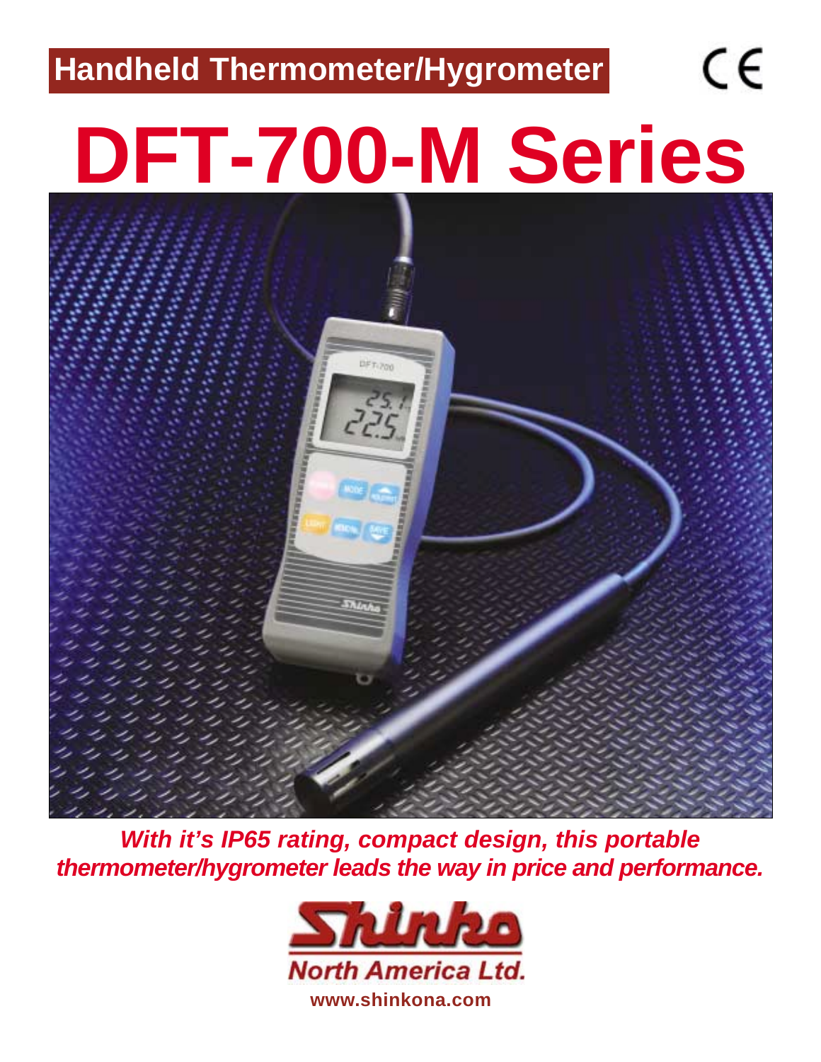**Handheld Thermometer/Hygrometer**

CE

# DFT-700-M Series

***With it's IP65 rating, compact design, this portable thermometer/hygrometer leads the way in price and performance.***

Shinko

North America Ltd.

**www.shinkona.com**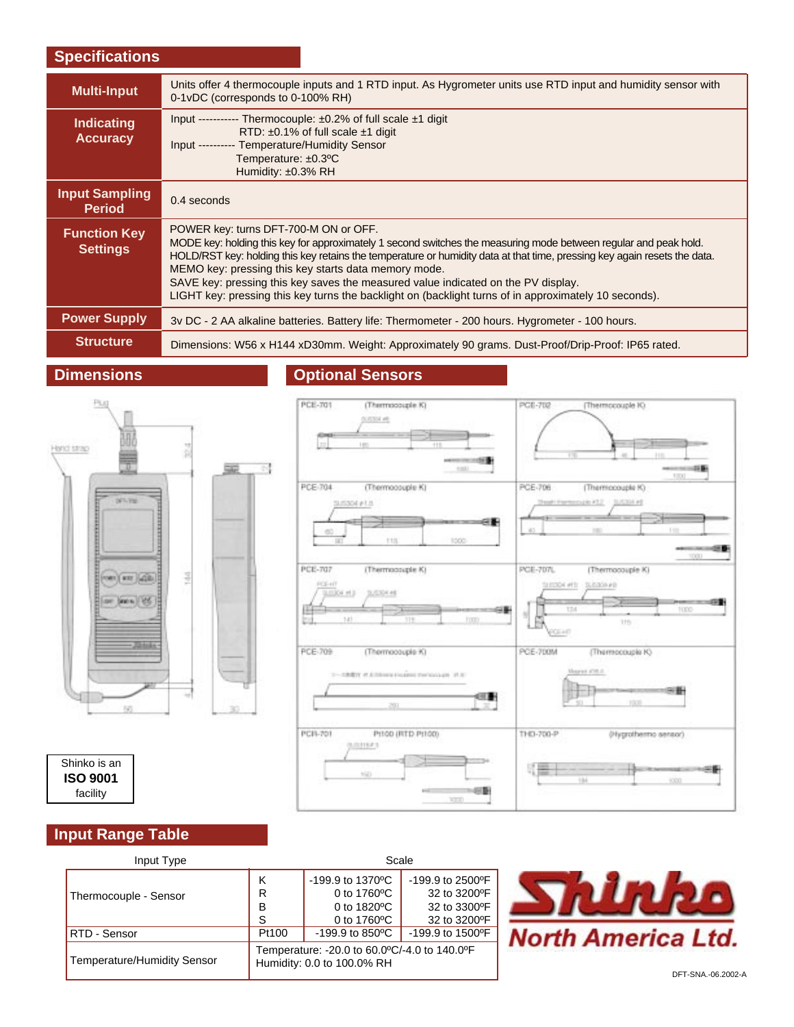## Specifications

| | |
|---|---|
| **Multi-Input** | Units offer 4 thermocouple inputs and 1 RTD input. As Hygrometer units use RTD input and humidity sensor with 0-1vDC (corresponds to 0-100% RH) |
| **Indicating Accuracy** | Input ---------- Thermocouple: ±0.2% of full scale ±1 digit<br>RTD: ±0.1% of full scale ±1 digit<br>Input --------- Temperature/Humidity Sensor<br>Temperature: ±0.3ºC<br>Humidity: ±0.3% RH |
| **Input Sampling Period** | 0.4 seconds |
| **Function Key Settings** | POWER key: turns DFT-700-M ON or OFF.<br>MODE key: holding this key for approximately 1 second switches the measuring mode between regular and peak hold.<br>HOLD/RST key: holding this key retains the temperature or humidity data at that time, pressing key again resets the data.<br>MEMO key: pressing this key starts data memory mode.<br>SAVE key: pressing this key saves the measured value indicated on the PV display.<br>LIGHT key: pressing this key turns the backlight on (backlight turns of in approximately 10 seconds). |
| **Power Supply** | 3v DC - 2 AA alkaline batteries. Battery life: Thermometer - 200 hours. Hygrometer - 100 hours. |
| **Structure** | Dimensions: W56 x H144 xD30mm. Weight: Approximately 90 grams. Dust-Proof/Drip-Proof: IP65 rated. |

## Dimensions

Plug

Hand strap

DFT-700

144

56

30

Shinko is an
**ISO 9001**
facility

## Optional Sensors

PCE-701 (Thermocouple K)

PCE-702 (Thermocouple K)

PCE-704 (Thermocouple K)

PCE-706 (Thermocouple K)

PCE-707 (Thermocouple K)

PCE-707L (Thermocouple K)

PCE-709 (Thermocouple K)

PCE-700M (Thermocouple K)

PCR-701 Pt100 (RTD Pt100)

THD-700-P (Hygrothermo sensor)

## Input Range Table

| Input Type | Scale | | |
|---|---|---|---|
| Thermocouple - Sensor | K<br>R<br>B<br>S | -199.9 to 1370ºC<br>0 to 1760ºC<br>0 to 1820ºC<br>0 to 1760ºC | -199.9 to 2500ºF<br>32 to 3200ºF<br>32 to 3300ºF<br>32 to 3200ºF |
| RTD - Sensor | Pt100 | -199.9 to 850ºC | -199.9 to 1500ºF |
| Temperature/Humidity Sensor | Temperature: -20.0 to 60.0ºC/-4.0 to 140.0ºF<br>Humidity: 0.0 to 100.0% RH | | |

**Shinko**
**North America Ltd.**

DFT-SNA.-06.2002-A